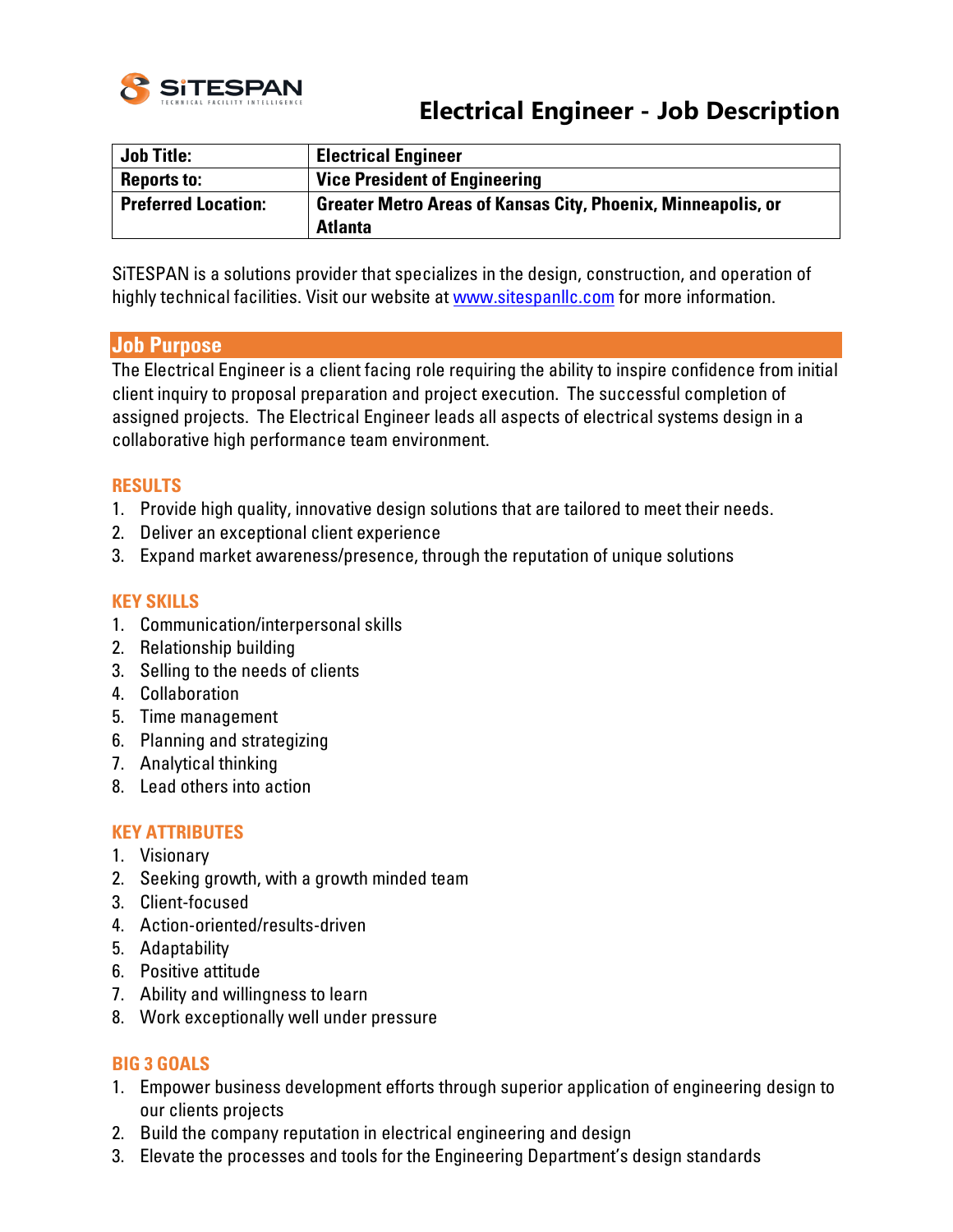SiTESPAN TECHNICAL FACILITY INTELLIGENCE

# Electrical Engineer - Job Description

| **Job Title:** | **Electrical Engineer** |
| --- | --- |
| **Reports to:** | **Vice President of Engineering** |
| **Preferred Location:** | **Greater Metro Areas of Kansas City, Phoenix, Minneapolis, or Atlanta** |

SiTESPAN is a solutions provider that specializes in the design, construction, and operation of highly technical facilities. Visit our website at www.sitespanllc.com for more information.

## Job Purpose

The Electrical Engineer is a client facing role requiring the ability to inspire confidence from initial client inquiry to proposal preparation and project execution. The successful completion of assigned projects. The Electrical Engineer leads all aspects of electrical systems design in a collaborative high performance team environment.

### RESULTS

1. Provide high quality, innovative design solutions that are tailored to meet their needs.
2. Deliver an exceptional client experience
3. Expand market awareness/presence, through the reputation of unique solutions

### KEY SKILLS

1. Communication/interpersonal skills
2. Relationship building
3. Selling to the needs of clients
4. Collaboration
5. Time management
6. Planning and strategizing
7. Analytical thinking
8. Lead others into action

### KEY ATTRIBUTES

1. Visionary
2. Seeking growth, with a growth minded team
3. Client-focused
4. Action-oriented/results-driven
5. Adaptability
6. Positive attitude
7. Ability and willingness to learn
8. Work exceptionally well under pressure

### BIG 3 GOALS

1. Empower business development efforts through superior application of engineering design to our clients projects
2. Build the company reputation in electrical engineering and design
3. Elevate the processes and tools for the Engineering Department's design standards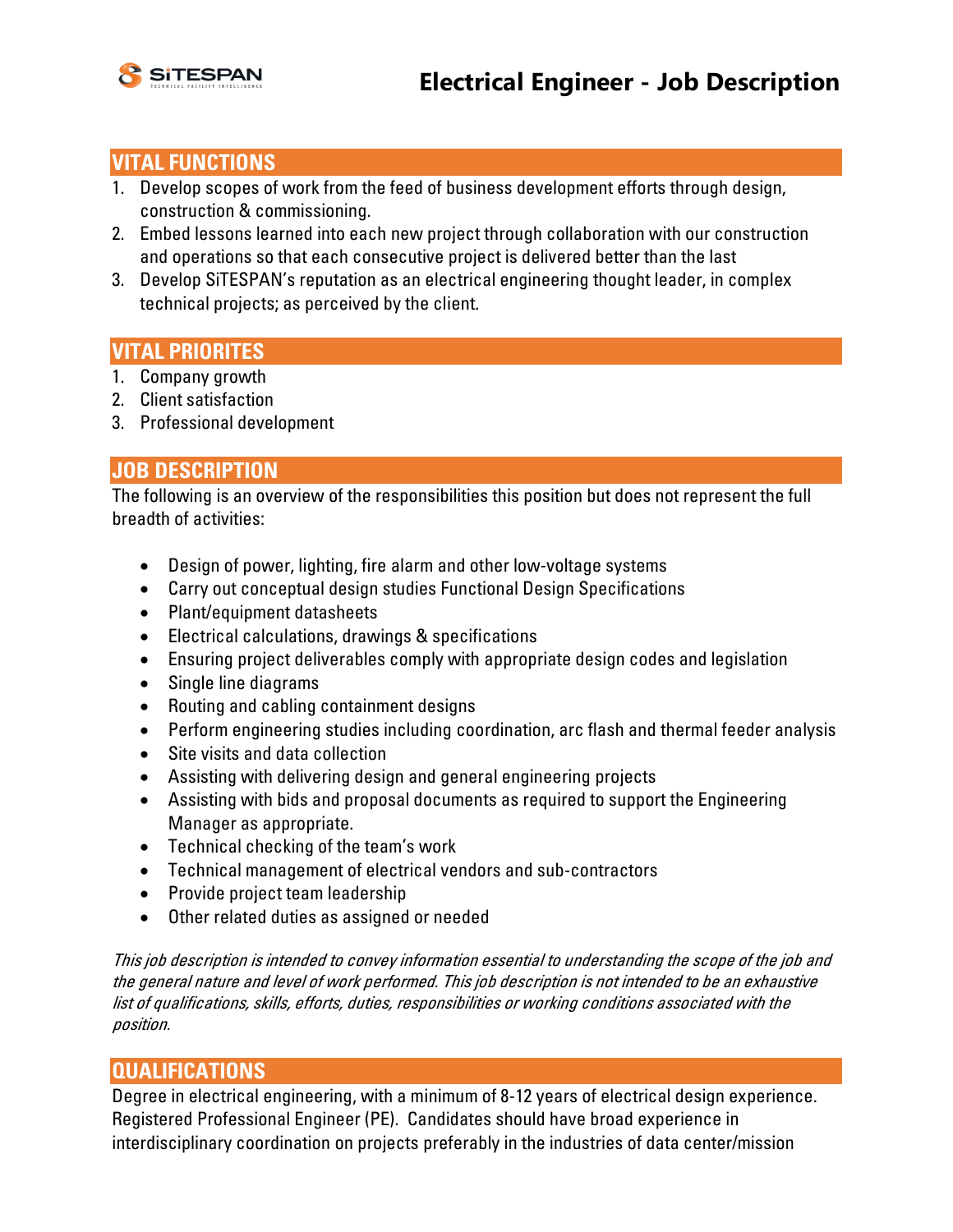# Electrical Engineer - Job Description

## VITAL FUNCTIONS

1. Develop scopes of work from the feed of business development efforts through design, construction & commissioning.
2. Embed lessons learned into each new project through collaboration with our construction and operations so that each consecutive project is delivered better than the last
3. Develop SiTESPAN's reputation as an electrical engineering thought leader, in complex technical projects; as perceived by the client.

## VITAL PRIORITES

1. Company growth
2. Client satisfaction
3. Professional development

## JOB DESCRIPTION

The following is an overview of the responsibilities this position but does not represent the full breadth of activities:

- Design of power, lighting, fire alarm and other low-voltage systems
- Carry out conceptual design studies Functional Design Specifications
- Plant/equipment datasheets
- Electrical calculations, drawings & specifications
- Ensuring project deliverables comply with appropriate design codes and legislation
- Single line diagrams
- Routing and cabling containment designs
- Perform engineering studies including coordination, arc flash and thermal feeder analysis
- Site visits and data collection
- Assisting with delivering design and general engineering projects
- Assisting with bids and proposal documents as required to support the Engineering Manager as appropriate.
- Technical checking of the team's work
- Technical management of electrical vendors and sub-contractors
- Provide project team leadership
- Other related duties as assigned or needed

*This job description is intended to convey information essential to understanding the scope of the job and the general nature and level of work performed. This job description is not intended to be an exhaustive list of qualifications, skills, efforts, duties, responsibilities or working conditions associated with the position.*

## QUALIFICATIONS

Degree in electrical engineering, with a minimum of 8-12 years of electrical design experience. Registered Professional Engineer (PE). Candidates should have broad experience in interdisciplinary coordination on projects preferably in the industries of data center/mission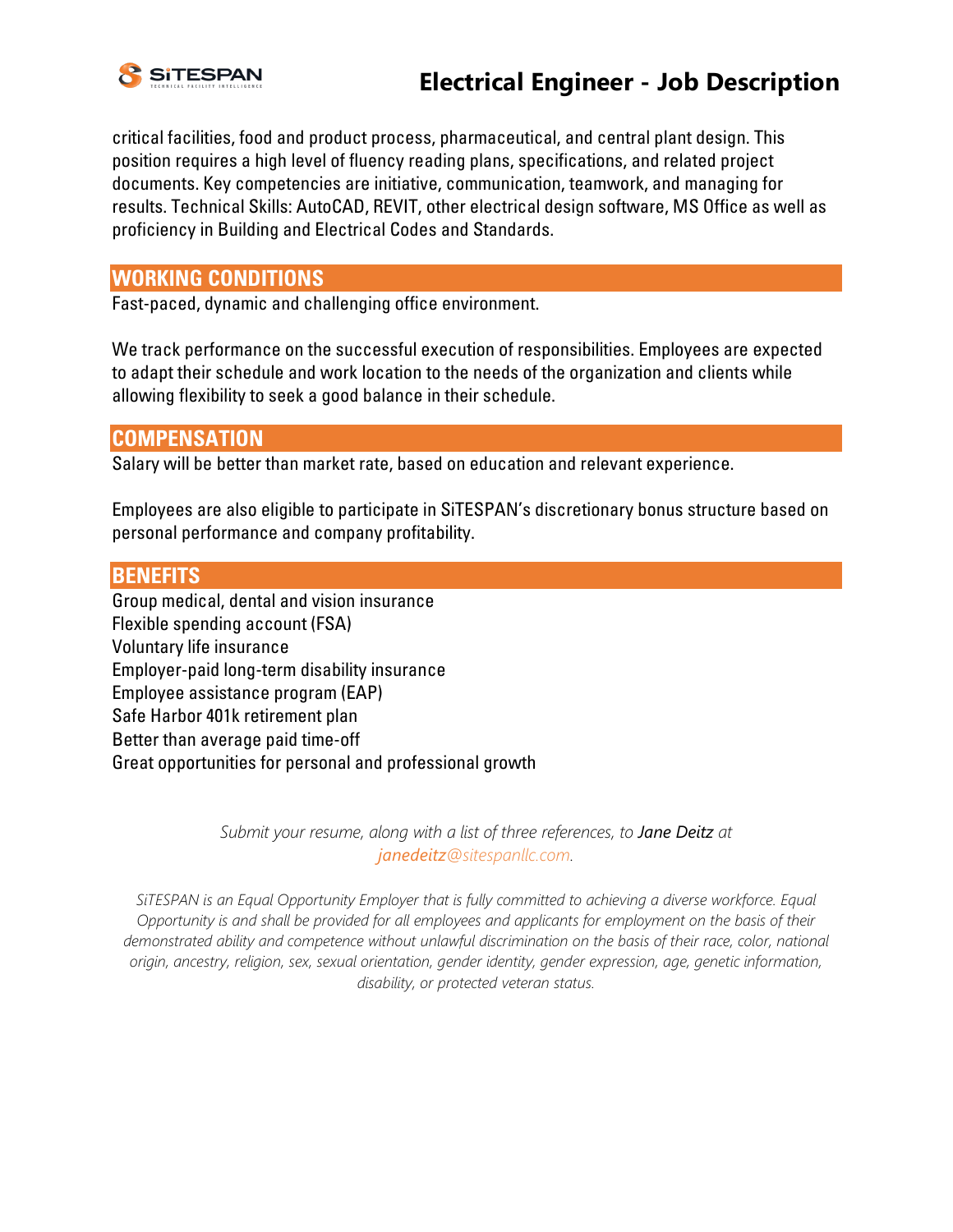critical facilities, food and product process, pharmaceutical, and central plant design. This position requires a high level of fluency reading plans, specifications, and related project documents. Key competencies are initiative, communication, teamwork, and managing for results. Technical Skills: AutoCAD, REVIT, other electrical design software, MS Office as well as proficiency in Building and Electrical Codes and Standards.

## WORKING CONDITIONS

Fast-paced, dynamic and challenging office environment.

We track performance on the successful execution of responsibilities. Employees are expected to adapt their schedule and work location to the needs of the organization and clients while allowing flexibility to seek a good balance in their schedule.

## COMPENSATION

Salary will be better than market rate, based on education and relevant experience.

Employees are also eligible to participate in SiTESPAN's discretionary bonus structure based on personal performance and company profitability.

## BENEFITS

Group medical, dental and vision insurance
Flexible spending account (FSA)
Voluntary life insurance
Employer-paid long-term disability insurance
Employee assistance program (EAP)
Safe Harbor 401k retirement plan
Better than average paid time-off
Great opportunities for personal and professional growth

*Submit your resume, along with a list of three references, to **Jane Deitz** at janedeitz@sitespanllc.com.*

*SiTESPAN is an Equal Opportunity Employer that is fully committed to achieving a diverse workforce. Equal Opportunity is and shall be provided for all employees and applicants for employment on the basis of their demonstrated ability and competence without unlawful discrimination on the basis of their race, color, national origin, ancestry, religion, sex, sexual orientation, gender identity, gender expression, age, genetic information, disability, or protected veteran status.*